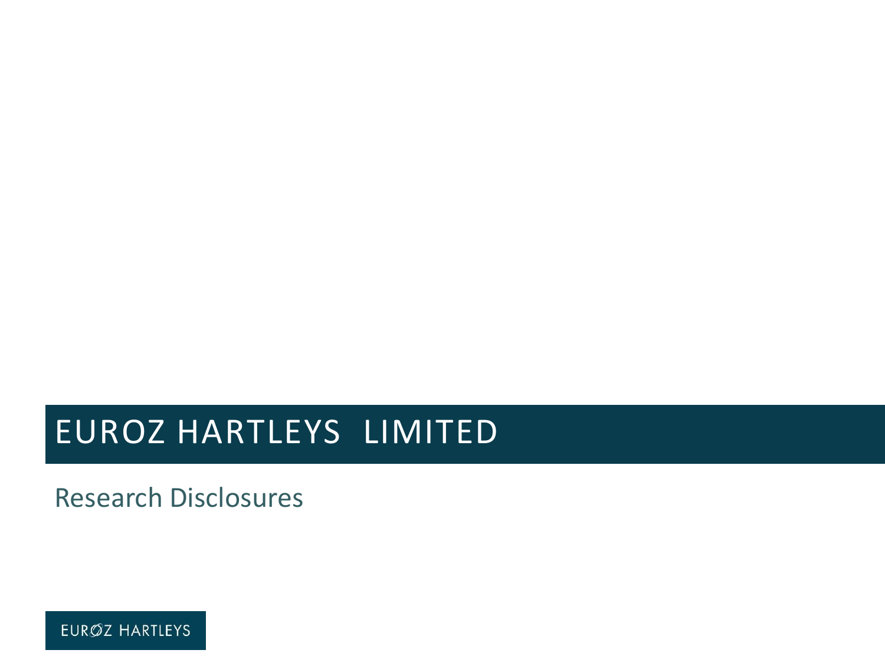# EUROZ HARTLEYS LIMITED

Research Disclosures

EUROZ HARTLEYS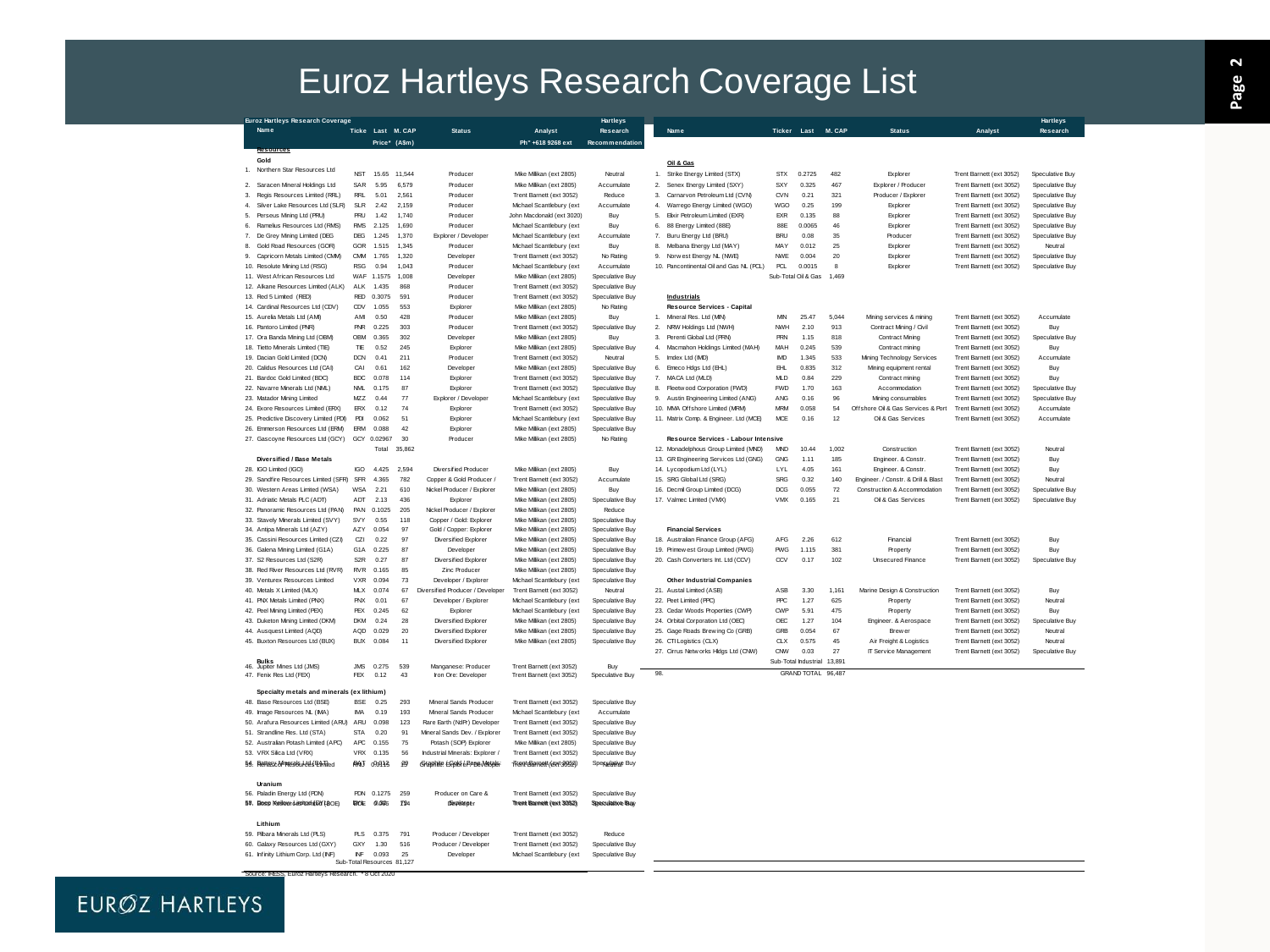# Euroz Hartleys Research Coverage List

| Name | Ticker | Last Price* | M. CAP (A$m) | Status | Analyst Ph* +618 9268 ext | Hartleys Research Recommendation |
|---|---|---|---|---|---|---|
| **Resources** | | | | | | |
| **Gold** | | | | | | |
| 1. Northern Star Resources Ltd | NST | 15.65 | 11,544 | Producer | Mike Millikan (ext 2805) | Neutral |
| 2. Saracen Mineral Holdings Ltd | SAR | 5.95 | 6,579 | Producer | Mike Millikan (ext 2805) | Accumulate |
| 3. Regis Resources Limited (RRL) | RRL | 5.01 | 2,561 | Producer | Trent Barnett (ext 3052) | Reduce |
| 4. Silver Lake Resources Ltd (SLR) | SLR | 2.42 | 2,159 | Producer | Michael Scantlebury (ext | Accumulate |
| 5. Perseus Mining Ltd (PRU) | PRU | 1.42 | 1,740 | Producer | John Macdonald (ext 3020) | Buy |
| 6. Ramelius Resources Ltd (RMS) | RMS | 2.125 | 1,690 | Producer | Michael Scantlebury (ext | Buy |
| 7. De Grey Mining Limited (DEG | DEG | 1.245 | 1,370 | Explorer / Developer | Michael Scantlebury (ext | Accumulate |
| 8. Gold Road Resources (GOR) | GOR | 1.515 | 1,345 | Producer | Michael Scantlebury (ext | Buy |
| 9. Capricorn Metals Limited (CMM) | CMM | 1.765 | 1,320 | Developer | Trent Barnett (ext 3052) | No Rating |
| 10. Resolute Mining Ltd (RSG) | RSG | 0.94 | 1,043 | Producer | Michael Scantlebury (ext | Accumulate |
| 11. West African Resources Ltd | WAF | 1.1575 | 1,008 | Developer | Mike Millikan (ext 2805) | Speculative Buy |
| 12. Alkane Resources Limited (ALK) | ALK | 1.435 | 868 | Producer | Trent Barnett (ext 3052) | Speculative Buy |
| 13. Red 5 Limited (RED) | RED | 0.3075 | 591 | Producer | Trent Barnett (ext 3052) | Speculative Buy |
| 14. Cardinal Resources Ltd (CDV) | CDV | 1.055 | 553 | Explorer | Mike Millikan (ext 2805) | No Rating |
| 15. Aurelia Metals Ltd (AMI) | AMI | 0.50 | 428 | Producer | Mike Millikan (ext 2805) | Buy |
| 16. Pantoro Limited (PNR) | PNR | 0.225 | 303 | Producer | Trent Barnett (ext 3052) | Speculative Buy |
| 17. Ora Banda Mining Ltd (OBM) | OBM | 0.365 | 302 | Developer | Mike Millikan (ext 2805) | Buy |
| 18. Tietto Minerals Limited (TIE) | TIE | 0.52 | 245 | Explorer | Mike Millikan (ext 2805) | Speculative Buy |
| 19. Dacian Gold Limited (DCN) | DCN | 0.41 | 211 | Producer | Trent Barnett (ext 3052) | Neutral |
| 20. Calidus Resources Ltd (CAI) | CAI | 0.61 | 162 | Developer | Mike Millikan (ext 2805) | Speculative Buy |
| 21. Bardoc Gold Limited (BDC) | BDC | 0.078 | 114 | Explorer | Trent Barnett (ext 3052) | Speculative Buy |
| 22. Navarre Minerals Ltd (NML) | NML | 0.175 | 87 | Explorer | Trent Barnett (ext 3052) | Speculative Buy |
| 23. Matador Mining Limited | MZZ | 0.44 | 77 | Explorer / Developer | Michael Scantlebury (ext | Speculative Buy |
| 24. Exore Resources Limited (ERX) | ERX | 0.12 | 74 | Explorer | Trent Barnett (ext 3052) | Speculative Buy |
| 25. Predictive Discovery Limited (PDI) | PDI | 0.062 | 51 | Explorer | Michael Scantlebury (ext | Speculative Buy |
| 26. Emmerson Resources Ltd (ERM) | ERM | 0.088 | 42 | Explorer | Mike Millikan (ext 2805) | Speculative Buy |
| 27. Gascoyne Resources Ltd (GCY) | GCY | 0.02967 | 30 | Producer | Mike Millikan (ext 2805) | No Rating |
| | | Total | 35,862 | | | |
| **Diversified / Base Metals** | | | | | | |
| 28. IGO Limited (IGO) | IGO | 4.425 | 2,594 | Diversified Producer | Mike Millikan (ext 2805) | Buy |
| 29. Sandfire Resources Limited (SFR) | SFR | 4.365 | 782 | Copper & Gold Producer / | Trent Barnett (ext 3052) | Accumulate |
| 30. Western Areas Limited (WSA) | WSA | 2.21 | 610 | Nickel Producer / Explorer | Mike Millikan (ext 2805) | Buy |
| 31. Adriatic Metals PLC (ADT) | ADT | 2.13 | 436 | Explorer | Mike Millikan (ext 2805) | Speculative Buy |
| 32. Panoramic Resources Ltd (PAN) | PAN | 0.1025 | 205 | Nickel Producer / Explorer | Mike Millikan (ext 2805) | Reduce |
| 33. Stavely Minerals Limited (SVY) | SVY | 0.55 | 118 | Copper / Gold: Explorer | Mike Millikan (ext 2805) | Speculative Buy |
| 34. Antipa Minerals Ltd (AZY) | AZY | 0.054 | 97 | Gold / Copper: Explorer | Mike Millikan (ext 2805) | Speculative Buy |
| 35. Cassini Resources Limited (CZI) | CZI | 0.22 | 97 | Diversified Explorer | Mike Millikan (ext 2805) | Speculative Buy |
| 36. Galena Mining Limited (G1A) | G1A | 0.225 | 87 | Developer | Mike Millikan (ext 2805) | Speculative Buy |
| 37. S2 Resources Ltd (S2R) | S2R | 0.27 | 87 | Diversified Explorer | Mike Millikan (ext 2805) | Speculative Buy |
| 38. Red River Resources Ltd (RVR) | RVR | 0.165 | 85 | Zinc Producer | Mike Millikan (ext 2805) | Speculative Buy |
| 39. Venturex Resources Limited | VXR | 0.094 | 73 | Developer / Explorer | Michael Scantlebury (ext | Speculative Buy |
| 40. Metals X Limited (MLX) | MLX | 0.074 | 67 | Diversified Producer / Developer | Trent Barnett (ext 3052) | Neutral |
| 41. PNX Metals Limited (PNX) | PNX | 0.01 | 67 | Developer / Explorer | Michael Scantlebury (ext | Speculative Buy |
| 42. Peel Mining Limited (PEX) | PEX | 0.245 | 62 | Explorer | Michael Scantlebury (ext | Speculative Buy |
| 43. Duketon Mining Limited (DKM) | DKM | 0.24 | 28 | Diversified Explorer | Mike Millikan (ext 2805) | Speculative Buy |
| 44. Ausquest Limited (AQD) | AQD | 0.029 | 20 | Diversified Explorer | Mike Millikan (ext 2805) | Speculative Buy |
| 45. Buxton Resources Ltd (BUX) | BUX | 0.084 | 11 | Diversified Explorer | Mike Millikan (ext 2805) | Speculative Buy |
| **Bulks** | | | | | | |
| 46. Jupiter Mines Ltd (JMS) | JMS | 0.275 | 539 | Manganese: Producer | Trent Barnett (ext 3052) | Buy |
| 47. Fenix Res Ltd (FEX) | FEX | 0.12 | 43 | Iron Ore: Developer | Trent Barnett (ext 3052) | Speculative Buy |
| **Specialty metals and minerals (ex lithium)** | | | | | | |
| 48. Base Resources Ltd (BSE) | BSE | 0.25 | 293 | Mineral Sands Producer | Trent Barnett (ext 3052) | Speculative Buy |
| 49. Image Resources NL (IMA) | IMA | 0.19 | 193 | Mineral Sands Producer | Michael Scantlebury (ext | Accumulate |
| 50. Arafura Resources Limited (ARU) | ARU | 0.098 | 123 | Rare Earth (NdPr) Developer | Trent Barnett (ext 3052) | Speculative Buy |
| 51. Strandline Res. Ltd (STA) | STA | 0.20 | 91 | Mineral Sands Dev. / Explorer | Trent Barnett (ext 3052) | Speculative Buy |
| 52. Australian Potash Limited (APC) | APC | 0.155 | 75 | Potash (SOP) Explorer | Mike Millikan (ext 2805) | Speculative Buy |
| 53. VRX Silica Ltd (VRX) | VRX | 0.135 | 56 | Industrial Minerals: Explorer / | Trent Barnett (ext 3052) | Speculative Buy |
| 54. Battery Minerals Ltd (BAT) / Renascor Resources Limited | BAT | 0.012 / 0.015 | 29 | Graphite: Explorer / Developer | Trent Barnett (ext 3052) | Speculative Buy / Neutral |
| **Uranium** | | | | | | |
| 56. Paladin Energy Ltd (PDN) | PDN | 0.1275 | 259 | Producer on Care & | Trent Barnett (ext 3052) | Speculative Buy |
| 57. Deep Yellow Limited (DYL) / Boss Resources (BOE) | BOE | 0.036 | 174 | Explorer / Developer | Trent Barnett (ext 3052) | Speculative Buy |
| **Lithium** | | | | | | |
| 59. Pilbara Minerals Ltd (PLS) | PLS | 0.375 | 791 | Producer / Developer | Trent Barnett (ext 3052) | Reduce |
| 60. Galaxy Resources Ltd (GXY) | GXY | 1.30 | 516 | Producer / Developer | Trent Barnett (ext 3052) | Speculative Buy |
| 61. Infinity Lithium Corp. Ltd (INF) | INF | 0.093 | 25 | Developer | Michael Scantlebury (ext | Speculative Buy |
| | Sub-Total Resources | | 81,127 | | | |

| Name | Ticker | Last | M. CAP | Status | Analyst | Hartleys Research |
|---|---|---|---|---|---|---|
| **Oil & Gas** | | | | | | |
| 1. Strike Energy Limited (STX) | STX | 0.2725 | 482 | Explorer | Trent Barnett (ext 3052) | Speculative Buy |
| 2. Senex Energy Limited (SXY) | SXY | 0.325 | 467 | Explorer / Producer | Trent Barnett (ext 3052) | Speculative Buy |
| 3. Carnarvon Petroleum Ltd (CVN) | CVN | 0.21 | 321 | Producer / Explorer | Trent Barnett (ext 3052) | Speculative Buy |
| 4. Warrego Energy Limited (WGO) | WGO | 0.25 | 199 | Explorer | Trent Barnett (ext 3052) | Speculative Buy |
| 5. Elixir Petroleum Limited (EXR) | EXR | 0.135 | 88 | Explorer | Trent Barnett (ext 3052) | Speculative Buy |
| 6. 88 Energy Limited (88E) | 88E | 0.0065 | 46 | Explorer | Trent Barnett (ext 3052) | Speculative Buy |
| 7. Melbana Energy Ltd (MAY) | MAY | 0.012 | 25 | Explorer | Trent Barnett (ext 3052) | Neutral |
| 8. Norwest Energy NL (NWE) | NWE | 0.004 | 20 | Explorer | Trent Barnett (ext 3052) | Speculative Buy |
| 10. Pancontinental Oil and Gas NL (PCL) | PCL | 0.0015 | 8 | Explorer | Trent Barnett (ext 3052) | Speculative Buy |
| | Sub-Total Oil & Gas | | 1,469 | | | |
| **Industrials** | | | | | | |
| **Resource Services - Capital** | | | | | | |
| 1. Mineral Res. Ltd (MIN) | MIN | 25.47 | 5,044 | Mining services & mining | Trent Barnett (ext 3052) | Accumulate |
| 2. NRW Holdings Ltd (NWH) | NWH | 2.10 | 913 | Contract Mining / Civil | Trent Barnett (ext 3052) | Buy |
| 3. Perenti Global Ltd (PRN) | PRN | 1.15 | 818 | Contract Mining | Trent Barnett (ext 3052) | Speculative Buy |
| 4. Macmahon Holdings Limited (MAH) | MAH | 0.245 | 539 | Contract mining | Trent Barnett (ext 3052) | Buy |
| 5. Imdex Ltd (IMD) | IMD | 1.345 | 533 | Mining Technology Services | Trent Barnett (ext 3052) | Accumulate |
| 6. Emeco Hdgs Ltd (EHL) | EHL | 0.835 | 312 | Mining equipment rental | Trent Barnett (ext 3052) | Buy |
| 7. MACA Ltd (MLD) | MLD | 0.84 | 229 | Contract mining | Trent Barnett (ext 3052) | Buy |
| 8. Fleetwood Corporation (FWD) | FWD | 1.70 | 163 | Accommodation | Trent Barnett (ext 3052) | Speculative Buy |
| 9. Austin Engineering Limited (ANG) | ANG | 0.16 | 96 | Mining consumables | Trent Barnett (ext 3052) | Speculative Buy |
| 10. MMA Offshore Limited (MRM) | MRM | 0.058 | 54 | Offshore Oil & Gas Services & Port | Trent Barnett (ext 3052) | Accumulate |
| 11. Matrix Comp. & Engineer. Ltd (MCE) | MCE | 0.16 | 12 | Oil & Gas Services | Trent Barnett (ext 3052) | Accumulate |
| **Resource Services - Labour Intensive** | | | | | | |
| 12. Monadelphous Group Limited (MND) | MND | 10.44 | 1,002 | Construction | Trent Barnett (ext 3052) | Neutral |
| 13. GR Engineering Services Ltd (GNG) | GNG | 1.11 | 185 | Engineer. & Constr. | Trent Barnett (ext 3052) | Buy |
| 14. Lycopodium Ltd (LYL) | LYL | 4.05 | 161 | Engineer. & Constr. | Trent Barnett (ext 3052) | Buy |
| 15. SRG Global Ltd (SRG) | SRG | 0.32 | 140 | Engineer. / Constr. & Drill & Blast | Trent Barnett (ext 3052) | Neutral |
| 16. Decmil Group Limited (DCG) | DCG | 0.055 | 72 | Construction & Accommodation | Trent Barnett (ext 3052) | Speculative Buy |
| 17. Valmec Limited (VMX) | VMX | 0.165 | 21 | Oil & Gas Services | Trent Barnett (ext 3052) | Speculative Buy |
| **Financial Services** | | | | | | |
| 18. Australian Finance Group (AFG) | AFG | 2.26 | 612 | Financial | Trent Barnett (ext 3052) | Buy |
| 19. Primewest Group Limited (PWG) | PWG | 1.115 | 381 | Property | Trent Barnett (ext 3052) | Buy |
| 20. Cash Converters Int. Ltd (CCV) | CCV | 0.17 | 102 | Unsecured Finance | Trent Barnett (ext 3052) | Speculative Buy |
| **Other Industrial Companies** | | | | | | |
| 21. Austal Limited (ASB) | ASB | 3.30 | 1,161 | Marine Design & Construction | Trent Barnett (ext 3052) | Buy |
| 22. Peet Limited (PPC) | PPC | 1.27 | 625 | Property | Trent Barnett (ext 3052) | Neutral |
| 23. Cedar Woods Properties (CWP) | CWP | 5.91 | 475 | Property | Trent Barnett (ext 3052) | Buy |
| 24. Orbital Corporation Ltd (OEC) | OEC | 1.27 | 104 | Engineer. & Aerospace | Trent Barnett (ext 3052) | Speculative Buy |
| 25. Gage Roads Brewing Co (GRB) | GRB | 0.054 | 67 | Brewer | Trent Barnett (ext 3052) | Neutral |
| 26. CTI Logistics (CLX) | CLX | 0.575 | 45 | Air Freight & Logistics | Trent Barnett (ext 3052) | Neutral |
| 27. Cirrus Networks Hldgs Ltd (CNW) | CNW | 0.03 | 27 | IT Service Management | Trent Barnett (ext 3052) | Speculative Buy |
| | Sub-Total Industrial | | 13,891 | | | |
| 98. | GRAND TOTAL | | 96,487 | | | |

Source: IRESS, Euroz Hartleys Research. *8 Oct 2020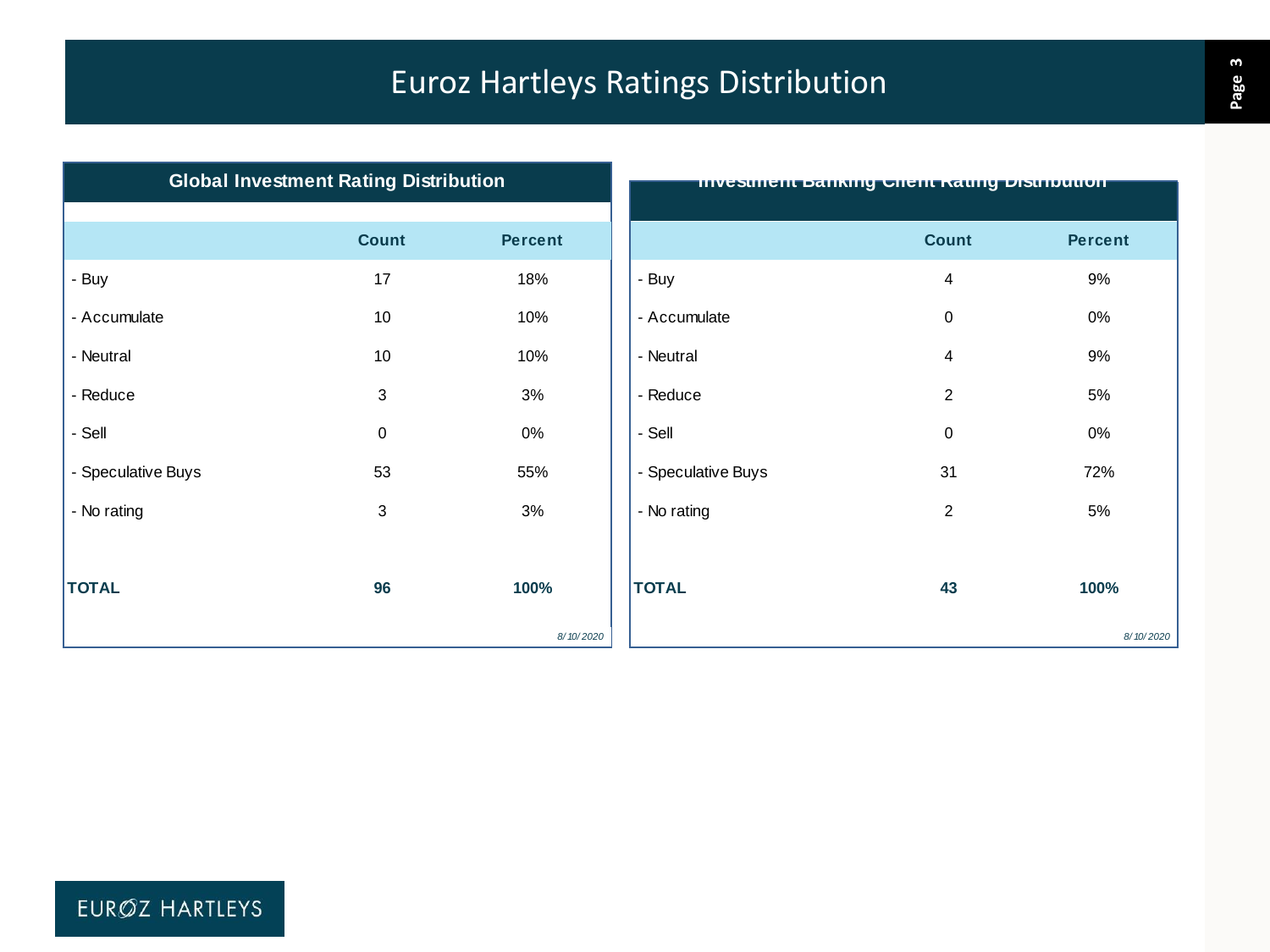# Euroz Hartleys Ratings Distribution

**Global Investment Rating Distribution**

| | Count | Percent |
|---|---|---|
| - Buy | 17 | 18% |
| - Accumulate | 10 | 10% |
| - Neutral | 10 | 10% |
| - Reduce | 3 | 3% |
| - Sell | 0 | 0% |
| - Speculative Buys | 53 | 55% |
| - No rating | 3 | 3% |
| **TOTAL** | **96** | **100%** |

*8/10/2020*

**Investment Banking Client Rating Distribution**

| | Count | Percent |
|---|---|---|
| - Buy | 4 | 9% |
| - Accumulate | 0 | 0% |
| - Neutral | 4 | 9% |
| - Reduce | 2 | 5% |
| - Sell | 0 | 0% |
| - Speculative Buys | 31 | 72% |
| - No rating | 2 | 5% |
| **TOTAL** | **43** | **100%** |

*8/10/2020*

EUROZ HARTLEYS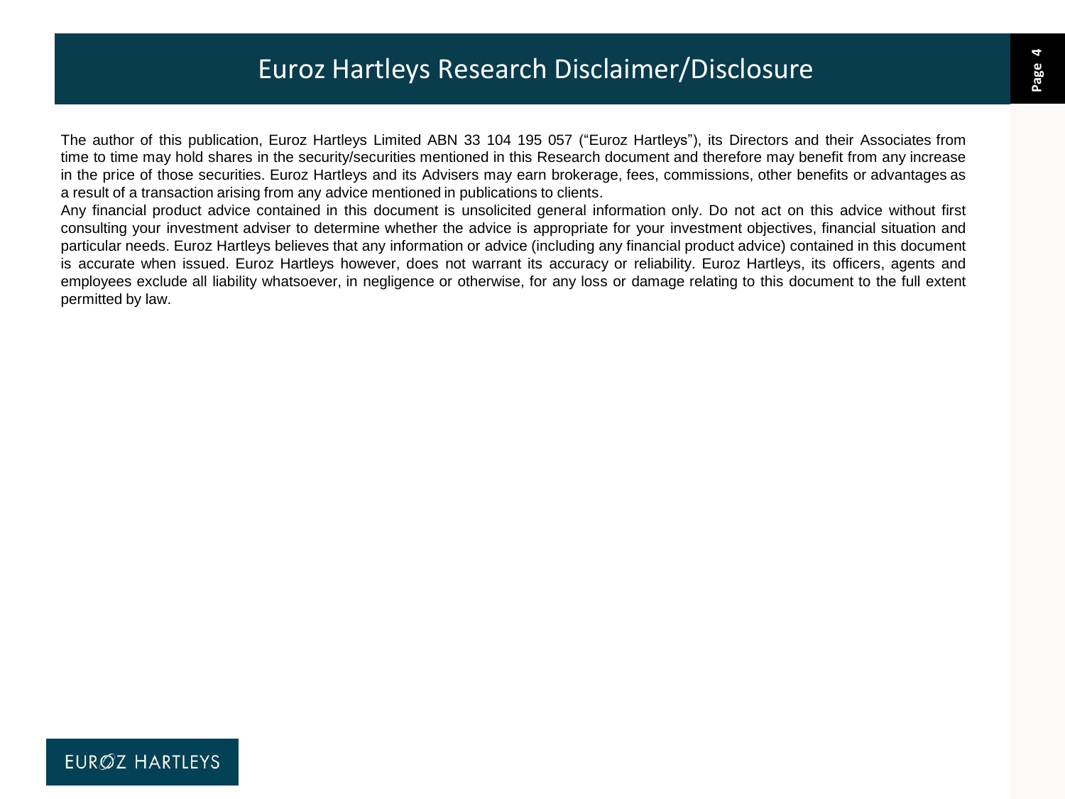# Euroz Hartleys Research Disclaimer/Disclosure

The author of this publication, Euroz Hartleys Limited ABN 33 104 195 057 ("Euroz Hartleys"), its Directors and their Associates from time to time may hold shares in the security/securities mentioned in this Research document and therefore may benefit from any increase in the price of those securities. Euroz Hartleys and its Advisers may earn brokerage, fees, commissions, other benefits or advantages as a result of a transaction arising from any advice mentioned in publications to clients.

Any financial product advice contained in this document is unsolicited general information only. Do not act on this advice without first consulting your investment adviser to determine whether the advice is appropriate for your investment objectives, financial situation and particular needs. Euroz Hartleys believes that any information or advice (including any financial product advice) contained in this document is accurate when issued. Euroz Hartleys however, does not warrant its accuracy or reliability. Euroz Hartleys, its officers, agents and employees exclude all liability whatsoever, in negligence or otherwise, for any loss or damage relating to this document to the full extent permitted by law.